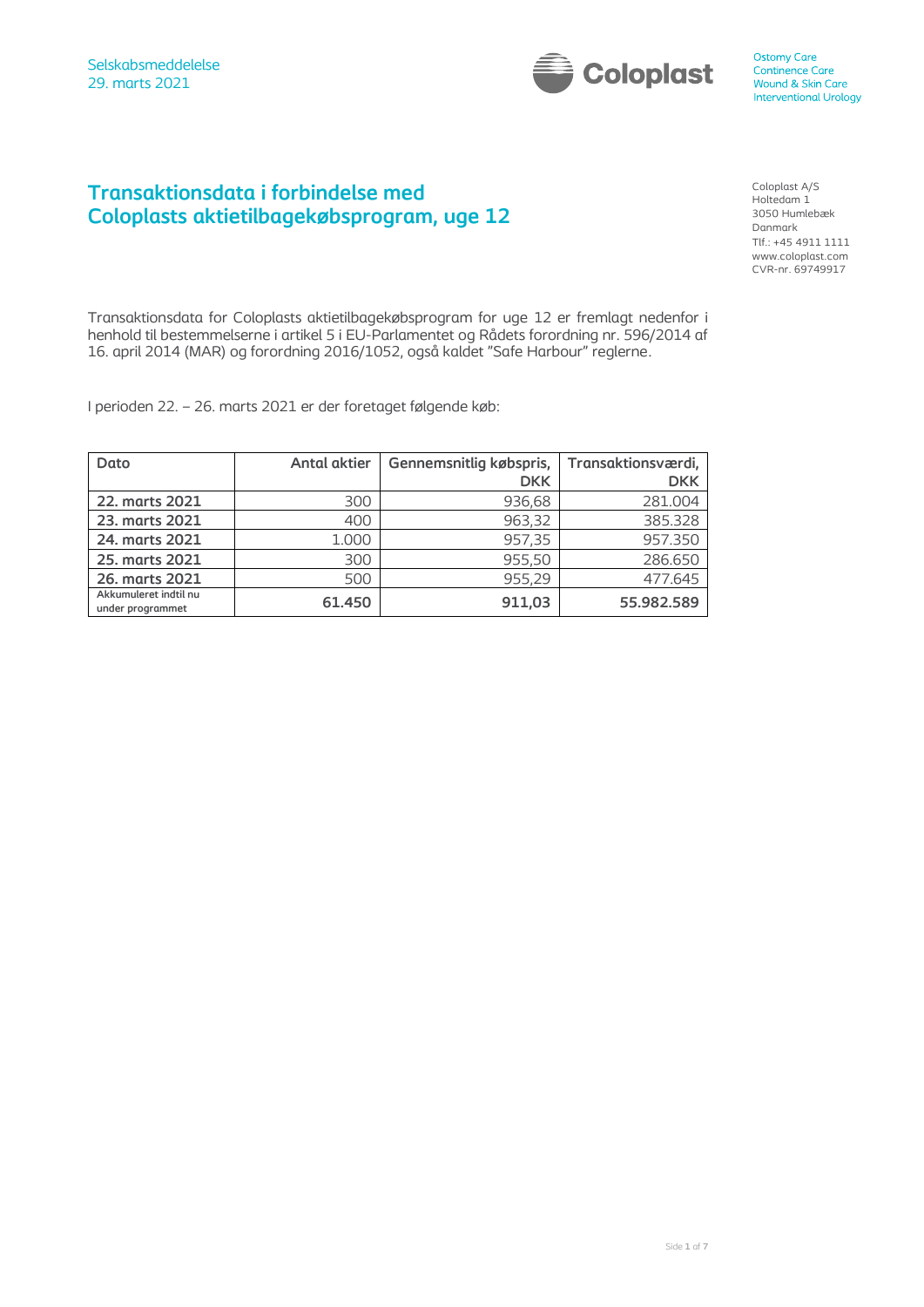Selskabsmeddelelse
29. marts 2021

Ostomy Care
Continence Care
Wound & Skin Care
Interventional Urology

# Transaktionsdata i forbindelse med Coloplasts aktietilbagekøbsprogram, uge 12

Coloplast A/S
Holtedam 1
3050 Humlebæk
Danmark
Tlf.: +45 4911 1111
www.coloplast.com
CVR-nr. 69749917

Transaktionsdata for Coloplasts aktietilbagekøbsprogram for uge 12 er fremlagt nedenfor i henhold til bestemmelserne i artikel 5 i EU-Parlamentet og Rådets forordning nr. 596/2014 af 16. april 2014 (MAR) og forordning 2016/1052, også kaldet "Safe Harbour" reglerne.

I perioden 22. – 26. marts 2021 er der foretaget følgende køb:

| Dato | Antal aktier | Gennemsnitlig købspris, DKK | Transaktionsværdi, DKK |
|---|---|---|---|
| **22. marts 2021** | 300 | 936,68 | 281.004 |
| **23. marts 2021** | 400 | 963,32 | 385.328 |
| **24. marts 2021** | 1.000 | 957,35 | 957.350 |
| **25. marts 2021** | 300 | 955,50 | 286.650 |
| **26. marts 2021** | 500 | 955,29 | 477.645 |
| **Akkumuleret indtil nu under programmet** | **61.450** | **911,03** | **55.982.589** |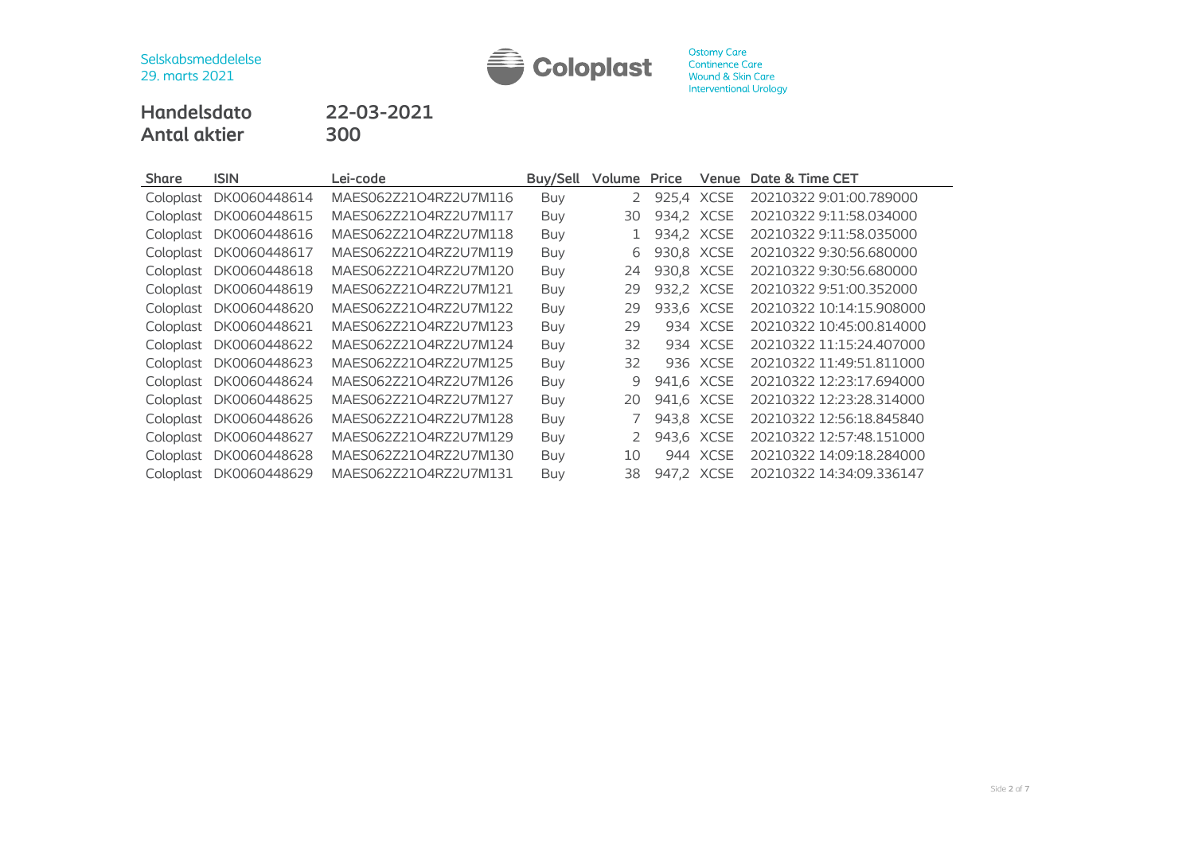Selskabsmeddelelse
29. marts 2021

Ostomy Care
Continence Care
Wound & Skin Care
Interventional Urology

**Handelsdato** 22-03-2021
**Antal aktier** 300

| Share | ISIN | Lei-code | Buy/Sell | Volume | Price | Venue | Date & Time CET |
|---|---|---|---|---|---|---|---|
| Coloplast | DK0060448614 | MAES062Z21O4RZ2U7M116 | Buy | 2 | 925,4 | XCSE | 20210322 9:01:00.789000 |
| Coloplast | DK0060448615 | MAES062Z21O4RZ2U7M117 | Buy | 30 | 934,2 | XCSE | 20210322 9:11:58.034000 |
| Coloplast | DK0060448616 | MAES062Z21O4RZ2U7M118 | Buy | 1 | 934,2 | XCSE | 20210322 9:11:58.035000 |
| Coloplast | DK0060448617 | MAES062Z21O4RZ2U7M119 | Buy | 6 | 930,8 | XCSE | 20210322 9:30:56.680000 |
| Coloplast | DK0060448618 | MAES062Z21O4RZ2U7M120 | Buy | 24 | 930,8 | XCSE | 20210322 9:30:56.680000 |
| Coloplast | DK0060448619 | MAES062Z21O4RZ2U7M121 | Buy | 29 | 932,2 | XCSE | 20210322 9:51:00.352000 |
| Coloplast | DK0060448620 | MAES062Z21O4RZ2U7M122 | Buy | 29 | 933,6 | XCSE | 20210322 10:14:15.908000 |
| Coloplast | DK0060448621 | MAES062Z21O4RZ2U7M123 | Buy | 29 | 934 | XCSE | 20210322 10:45:00.814000 |
| Coloplast | DK0060448622 | MAES062Z21O4RZ2U7M124 | Buy | 32 | 934 | XCSE | 20210322 11:15:24.407000 |
| Coloplast | DK0060448623 | MAES062Z21O4RZ2U7M125 | Buy | 32 | 936 | XCSE | 20210322 11:49:51.811000 |
| Coloplast | DK0060448624 | MAES062Z21O4RZ2U7M126 | Buy | 9 | 941,6 | XCSE | 20210322 12:23:17.694000 |
| Coloplast | DK0060448625 | MAES062Z21O4RZ2U7M127 | Buy | 20 | 941,6 | XCSE | 20210322 12:23:28.314000 |
| Coloplast | DK0060448626 | MAES062Z21O4RZ2U7M128 | Buy | 7 | 943,8 | XCSE | 20210322 12:56:18.845840 |
| Coloplast | DK0060448627 | MAES062Z21O4RZ2U7M129 | Buy | 2 | 943,6 | XCSE | 20210322 12:57:48.151000 |
| Coloplast | DK0060448628 | MAES062Z21O4RZ2U7M130 | Buy | 10 | 944 | XCSE | 20210322 14:09:18.284000 |
| Coloplast | DK0060448629 | MAES062Z21O4RZ2U7M131 | Buy | 38 | 947,2 | XCSE | 20210322 14:34:09.336147 |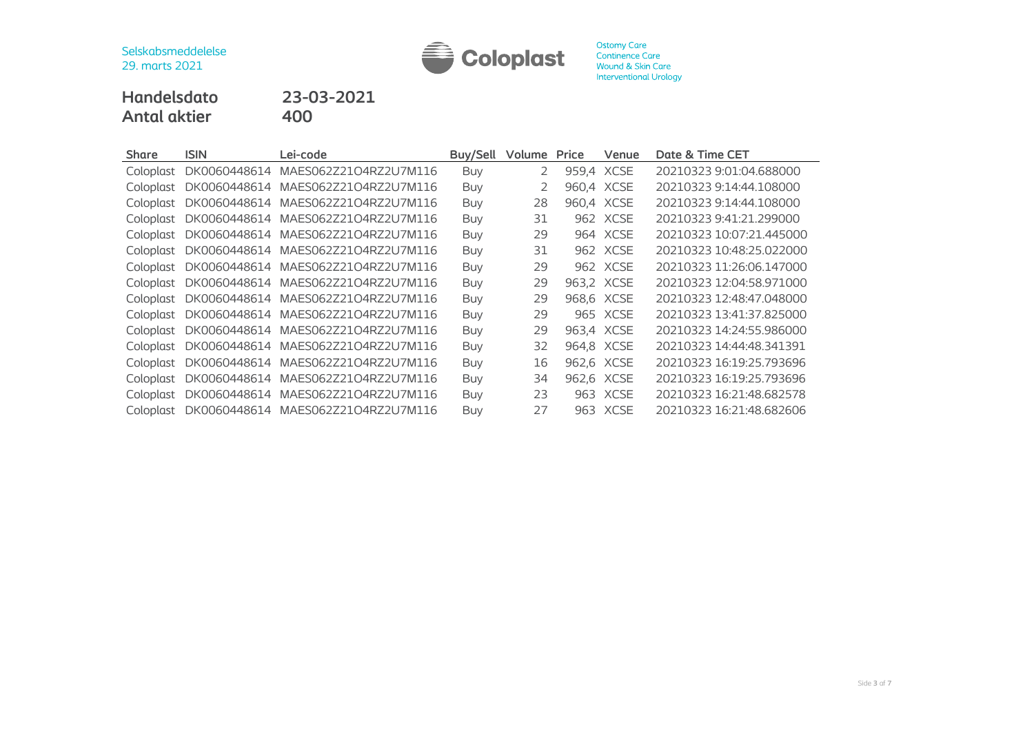Selskabsmeddelelse
29. marts 2021

Ostomy Care
Continence Care
Wound & Skin Care
Interventional Urology

**Handelsdato** 23-03-2021
**Antal aktier** 400

| Share | ISIN | Lei-code | Buy/Sell | Volume | Price | Venue | Date & Time CET |
|---|---|---|---|---|---|---|---|
| Coloplast | DK0060448614 | MAES062Z21O4RZ2U7M116 | Buy | 2 | 959,4 | XCSE | 20210323 9:01:04.688000 |
| Coloplast | DK0060448614 | MAES062Z21O4RZ2U7M116 | Buy | 2 | 960,4 | XCSE | 20210323 9:14:44.108000 |
| Coloplast | DK0060448614 | MAES062Z21O4RZ2U7M116 | Buy | 28 | 960,4 | XCSE | 20210323 9:14:44.108000 |
| Coloplast | DK0060448614 | MAES062Z21O4RZ2U7M116 | Buy | 31 | 962 | XCSE | 20210323 9:41:21.299000 |
| Coloplast | DK0060448614 | MAES062Z21O4RZ2U7M116 | Buy | 29 | 964 | XCSE | 20210323 10:07:21.445000 |
| Coloplast | DK0060448614 | MAES062Z21O4RZ2U7M116 | Buy | 31 | 962 | XCSE | 20210323 10:48:25.022000 |
| Coloplast | DK0060448614 | MAES062Z21O4RZ2U7M116 | Buy | 29 | 962 | XCSE | 20210323 11:26:06.147000 |
| Coloplast | DK0060448614 | MAES062Z21O4RZ2U7M116 | Buy | 29 | 963,2 | XCSE | 20210323 12:04:58.971000 |
| Coloplast | DK0060448614 | MAES062Z21O4RZ2U7M116 | Buy | 29 | 968,6 | XCSE | 20210323 12:48:47.048000 |
| Coloplast | DK0060448614 | MAES062Z21O4RZ2U7M116 | Buy | 29 | 965 | XCSE | 20210323 13:41:37.825000 |
| Coloplast | DK0060448614 | MAES062Z21O4RZ2U7M116 | Buy | 29 | 963,4 | XCSE | 20210323 14:24:55.986000 |
| Coloplast | DK0060448614 | MAES062Z21O4RZ2U7M116 | Buy | 32 | 964,8 | XCSE | 20210323 14:44:48.341391 |
| Coloplast | DK0060448614 | MAES062Z21O4RZ2U7M116 | Buy | 16 | 962,6 | XCSE | 20210323 16:19:25.793696 |
| Coloplast | DK0060448614 | MAES062Z21O4RZ2U7M116 | Buy | 34 | 962,6 | XCSE | 20210323 16:19:25.793696 |
| Coloplast | DK0060448614 | MAES062Z21O4RZ2U7M116 | Buy | 23 | 963 | XCSE | 20210323 16:21:48.682578 |
| Coloplast | DK0060448614 | MAES062Z21O4RZ2U7M116 | Buy | 27 | 963 | XCSE | 20210323 16:21:48.682606 |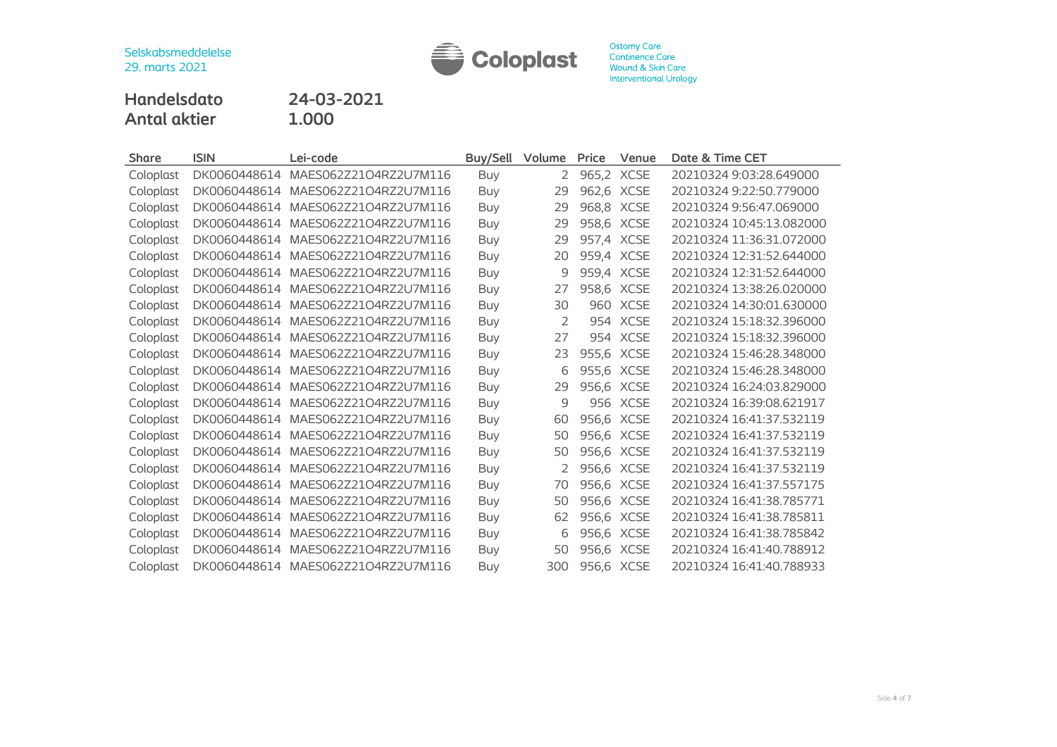Selskabsmeddelelse
29. marts 2021

Ostomy Care
Continence Care
Wound & Skin Care
Interventional Urology

**Handelsdato** 24-03-2021
**Antal aktier** 1.000

| Share | ISIN | Lei-code | Buy/Sell | Volume | Price | Venue | Date & Time CET |
|---|---|---|---|---|---|---|---|
| Coloplast | DK0060448614 | MAES062Z21O4RZ2U7M116 | Buy | 2 | 965,2 | XCSE | 20210324 9:03:28.649000 |
| Coloplast | DK0060448614 | MAES062Z21O4RZ2U7M116 | Buy | 29 | 962,6 | XCSE | 20210324 9:22:50.779000 |
| Coloplast | DK0060448614 | MAES062Z21O4RZ2U7M116 | Buy | 29 | 968,8 | XCSE | 20210324 9:56:47.069000 |
| Coloplast | DK0060448614 | MAES062Z21O4RZ2U7M116 | Buy | 29 | 958,6 | XCSE | 20210324 10:45:13.082000 |
| Coloplast | DK0060448614 | MAES062Z21O4RZ2U7M116 | Buy | 29 | 957,4 | XCSE | 20210324 11:36:31.072000 |
| Coloplast | DK0060448614 | MAES062Z21O4RZ2U7M116 | Buy | 20 | 959,4 | XCSE | 20210324 12:31:52.644000 |
| Coloplast | DK0060448614 | MAES062Z21O4RZ2U7M116 | Buy | 9 | 959,4 | XCSE | 20210324 12:31:52.644000 |
| Coloplast | DK0060448614 | MAES062Z21O4RZ2U7M116 | Buy | 27 | 958,6 | XCSE | 20210324 13:38:26.020000 |
| Coloplast | DK0060448614 | MAES062Z21O4RZ2U7M116 | Buy | 30 | 960 | XCSE | 20210324 14:30:01.630000 |
| Coloplast | DK0060448614 | MAES062Z21O4RZ2U7M116 | Buy | 2 | 954 | XCSE | 20210324 15:18:32.396000 |
| Coloplast | DK0060448614 | MAES062Z21O4RZ2U7M116 | Buy | 27 | 954 | XCSE | 20210324 15:18:32.396000 |
| Coloplast | DK0060448614 | MAES062Z21O4RZ2U7M116 | Buy | 23 | 955,6 | XCSE | 20210324 15:46:28.348000 |
| Coloplast | DK0060448614 | MAES062Z21O4RZ2U7M116 | Buy | 6 | 955,6 | XCSE | 20210324 15:46:28.348000 |
| Coloplast | DK0060448614 | MAES062Z21O4RZ2U7M116 | Buy | 29 | 956,6 | XCSE | 20210324 16:24:03.829000 |
| Coloplast | DK0060448614 | MAES062Z21O4RZ2U7M116 | Buy | 9 | 956 | XCSE | 20210324 16:39:08.621917 |
| Coloplast | DK0060448614 | MAES062Z21O4RZ2U7M116 | Buy | 60 | 956,6 | XCSE | 20210324 16:41:37.532119 |
| Coloplast | DK0060448614 | MAES062Z21O4RZ2U7M116 | Buy | 50 | 956,6 | XCSE | 20210324 16:41:37.532119 |
| Coloplast | DK0060448614 | MAES062Z21O4RZ2U7M116 | Buy | 50 | 956,6 | XCSE | 20210324 16:41:37.532119 |
| Coloplast | DK0060448614 | MAES062Z21O4RZ2U7M116 | Buy | 2 | 956,6 | XCSE | 20210324 16:41:37.532119 |
| Coloplast | DK0060448614 | MAES062Z21O4RZ2U7M116 | Buy | 70 | 956,6 | XCSE | 20210324 16:41:37.557175 |
| Coloplast | DK0060448614 | MAES062Z21O4RZ2U7M116 | Buy | 50 | 956,6 | XCSE | 20210324 16:41:38.785771 |
| Coloplast | DK0060448614 | MAES062Z21O4RZ2U7M116 | Buy | 62 | 956,6 | XCSE | 20210324 16:41:38.785811 |
| Coloplast | DK0060448614 | MAES062Z21O4RZ2U7M116 | Buy | 6 | 956,6 | XCSE | 20210324 16:41:38.785842 |
| Coloplast | DK0060448614 | MAES062Z21O4RZ2U7M116 | Buy | 50 | 956,6 | XCSE | 20210324 16:41:40.788912 |
| Coloplast | DK0060448614 | MAES062Z21O4RZ2U7M116 | Buy | 300 | 956,6 | XCSE | 20210324 16:41:40.788933 |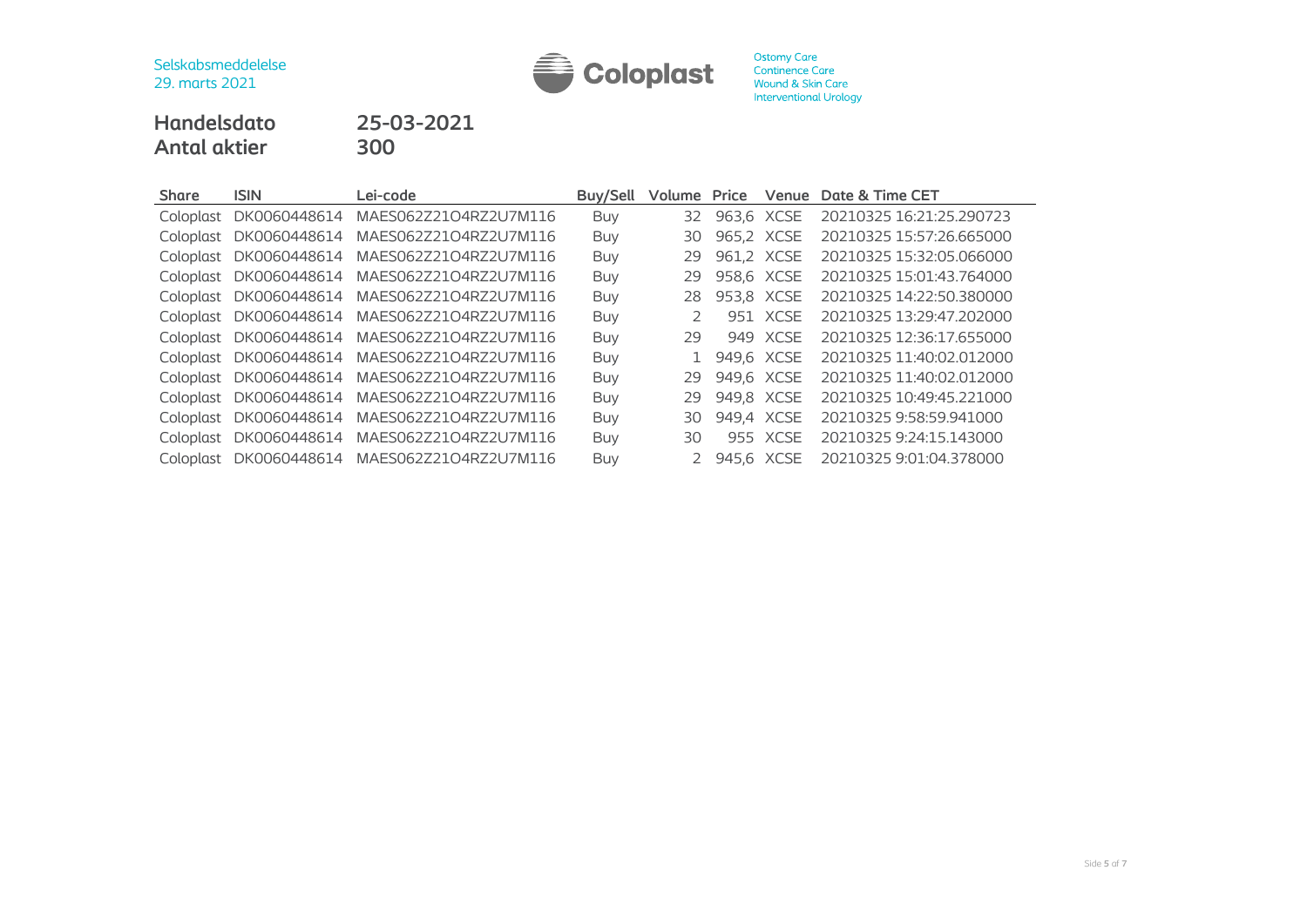Selskabsmeddelelse
29. marts 2021

Ostomy Care
Continence Care
Wound & Skin Care
Interventional Urology

**Handelsdato** **25-03-2021**
**Antal aktier** **300**

| Share | ISIN | Lei-code | Buy/Sell | Volume | Price | Venue | Date & Time CET |
|---|---|---|---|---|---|---|---|
| Coloplast | DK0060448614 | MAES062Z21O4RZ2U7M116 | Buy | 32 | 963,6 | XCSE | 20210325 16:21:25.290723 |
| Coloplast | DK0060448614 | MAES062Z21O4RZ2U7M116 | Buy | 30 | 965,2 | XCSE | 20210325 15:57:26.665000 |
| Coloplast | DK0060448614 | MAES062Z21O4RZ2U7M116 | Buy | 29 | 961,2 | XCSE | 20210325 15:32:05.066000 |
| Coloplast | DK0060448614 | MAES062Z21O4RZ2U7M116 | Buy | 29 | 958,6 | XCSE | 20210325 15:01:43.764000 |
| Coloplast | DK0060448614 | MAES062Z21O4RZ2U7M116 | Buy | 28 | 953,8 | XCSE | 20210325 14:22:50.380000 |
| Coloplast | DK0060448614 | MAES062Z21O4RZ2U7M116 | Buy | 2 | 951 | XCSE | 20210325 13:29:47.202000 |
| Coloplast | DK0060448614 | MAES062Z21O4RZ2U7M116 | Buy | 29 | 949 | XCSE | 20210325 12:36:17.655000 |
| Coloplast | DK0060448614 | MAES062Z21O4RZ2U7M116 | Buy | 1 | 949,6 | XCSE | 20210325 11:40:02.012000 |
| Coloplast | DK0060448614 | MAES062Z21O4RZ2U7M116 | Buy | 29 | 949,6 | XCSE | 20210325 11:40:02.012000 |
| Coloplast | DK0060448614 | MAES062Z21O4RZ2U7M116 | Buy | 29 | 949,8 | XCSE | 20210325 10:49:45.221000 |
| Coloplast | DK0060448614 | MAES062Z21O4RZ2U7M116 | Buy | 30 | 949,4 | XCSE | 20210325 9:58:59.941000 |
| Coloplast | DK0060448614 | MAES062Z21O4RZ2U7M116 | Buy | 30 | 955 | XCSE | 20210325 9:24:15.143000 |
| Coloplast | DK0060448614 | MAES062Z21O4RZ2U7M116 | Buy | 2 | 945,6 | XCSE | 20210325 9:01:04.378000 |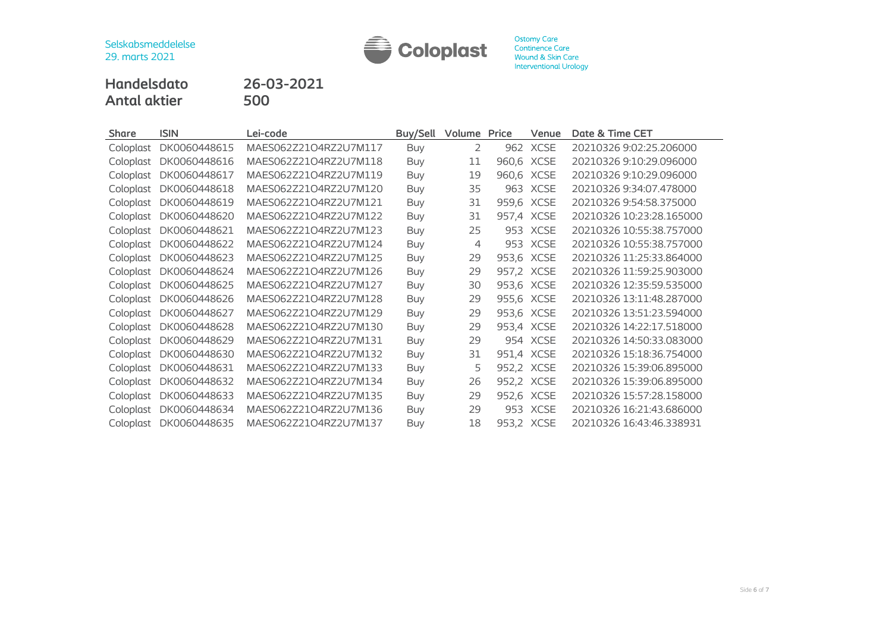**Handelsdato** 26-03-2021
**Antal aktier** 500

| Share | ISIN | Lei-code | Buy/Sell | Volume | Price | Venue | Date & Time CET |
|---|---|---|---|---|---|---|---|
| Coloplast | DK0060448615 | MAES062Z21O4RZ2U7M117 | Buy | 2 | 962 | XCSE | 20210326 9:02:25.206000 |
| Coloplast | DK0060448616 | MAES062Z21O4RZ2U7M118 | Buy | 11 | 960,6 | XCSE | 20210326 9:10:29.096000 |
| Coloplast | DK0060448617 | MAES062Z21O4RZ2U7M119 | Buy | 19 | 960,6 | XCSE | 20210326 9:10:29.096000 |
| Coloplast | DK0060448618 | MAES062Z21O4RZ2U7M120 | Buy | 35 | 963 | XCSE | 20210326 9:34:07.478000 |
| Coloplast | DK0060448619 | MAES062Z21O4RZ2U7M121 | Buy | 31 | 959,6 | XCSE | 20210326 9:54:58.375000 |
| Coloplast | DK0060448620 | MAES062Z21O4RZ2U7M122 | Buy | 31 | 957,4 | XCSE | 20210326 10:23:28.165000 |
| Coloplast | DK0060448621 | MAES062Z21O4RZ2U7M123 | Buy | 25 | 953 | XCSE | 20210326 10:55:38.757000 |
| Coloplast | DK0060448622 | MAES062Z21O4RZ2U7M124 | Buy | 4 | 953 | XCSE | 20210326 10:55:38.757000 |
| Coloplast | DK0060448623 | MAES062Z21O4RZ2U7M125 | Buy | 29 | 953,6 | XCSE | 20210326 11:25:33.864000 |
| Coloplast | DK0060448624 | MAES062Z21O4RZ2U7M126 | Buy | 29 | 957,2 | XCSE | 20210326 11:59:25.903000 |
| Coloplast | DK0060448625 | MAES062Z21O4RZ2U7M127 | Buy | 30 | 953,6 | XCSE | 20210326 12:35:59.535000 |
| Coloplast | DK0060448626 | MAES062Z21O4RZ2U7M128 | Buy | 29 | 955,6 | XCSE | 20210326 13:11:48.287000 |
| Coloplast | DK0060448627 | MAES062Z21O4RZ2U7M129 | Buy | 29 | 953,6 | XCSE | 20210326 13:51:23.594000 |
| Coloplast | DK0060448628 | MAES062Z21O4RZ2U7M130 | Buy | 29 | 953,4 | XCSE | 20210326 14:22:17.518000 |
| Coloplast | DK0060448629 | MAES062Z21O4RZ2U7M131 | Buy | 29 | 954 | XCSE | 20210326 14:50:33.083000 |
| Coloplast | DK0060448630 | MAES062Z21O4RZ2U7M132 | Buy | 31 | 951,4 | XCSE | 20210326 15:18:36.754000 |
| Coloplast | DK0060448631 | MAES062Z21O4RZ2U7M133 | Buy | 5 | 952,2 | XCSE | 20210326 15:39:06.895000 |
| Coloplast | DK0060448632 | MAES062Z21O4RZ2U7M134 | Buy | 26 | 952,2 | XCSE | 20210326 15:39:06.895000 |
| Coloplast | DK0060448633 | MAES062Z21O4RZ2U7M135 | Buy | 29 | 952,6 | XCSE | 20210326 15:57:28.158000 |
| Coloplast | DK0060448634 | MAES062Z21O4RZ2U7M136 | Buy | 29 | 953 | XCSE | 20210326 16:21:43.686000 |
| Coloplast | DK0060448635 | MAES062Z21O4RZ2U7M137 | Buy | 18 | 953,2 | XCSE | 20210326 16:43:46.338931 |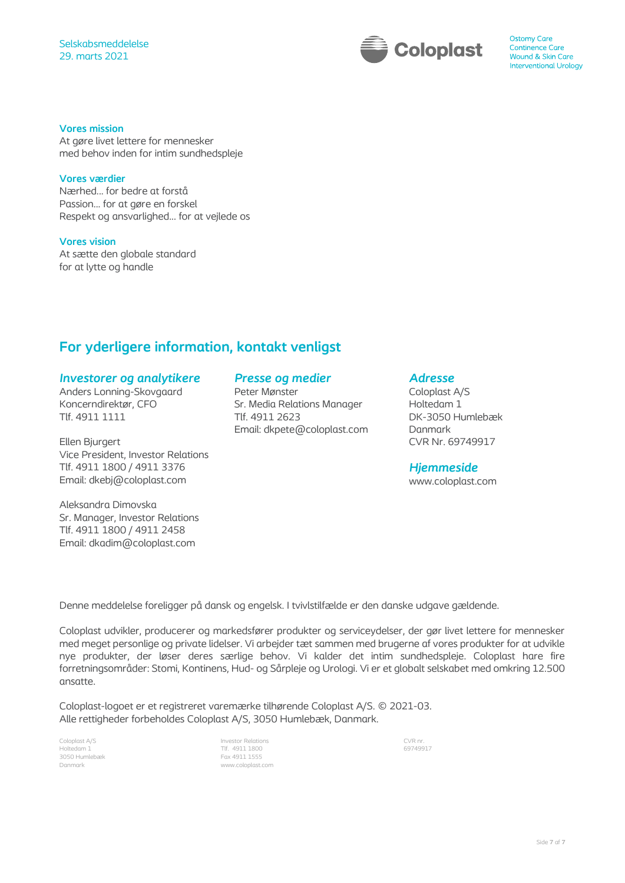Selskabsmeddelelse
29. marts 2021

Ostomy Care
Continence Care
Wound & Skin Care
Interventional Urology

**Vores mission**
At gøre livet lettere for mennesker
med behov inden for intim sundhedspleje

**Vores værdier**
Nærhed… for bedre at forstå
Passion… for at gøre en forskel
Respekt og ansvarlighed… for at vejlede os

**Vores vision**
At sætte den globale standard
for at lytte og handle

## For yderligere information, kontakt venligst

### *Investorer og analytikere*

Anders Lonning-Skovgaard
Koncerndirektør, CFO
Tlf. 4911 1111

Ellen Bjurgert
Vice President, Investor Relations
Tlf. 4911 1800 / 4911 3376
Email: dkebj@coloplast.com

Aleksandra Dimovska
Sr. Manager, Investor Relations
Tlf. 4911 1800 / 4911 2458
Email: dkadim@coloplast.com

### *Presse og medier*

Peter Mønster
Sr. Media Relations Manager
Tlf. 4911 2623
Email: dkpete@coloplast.com

### *Adresse*

Coloplast A/S
Holtedam 1
DK-3050 Humlebæk
Danmark
CVR Nr. 69749917

### *Hjemmeside*

www.coloplast.com

Denne meddelelse foreligger på dansk og engelsk. I tvivlstilfælde er den danske udgave gældende.

Coloplast udvikler, producerer og markedsfører produkter og serviceydelser, der gør livet lettere for mennesker med meget personlige og private lidelser. Vi arbejder tæt sammen med brugerne af vores produkter for at udvikle nye produkter, der løser deres særlige behov. Vi kalder det intim sundhedspleje. Coloplast har fire forretningsområder: Stomi, Kontinens, Hud- og Sårpleje og Urologi. Vi er et globalt selskabet med omkring 12.500 ansatte.

Coloplast-logoet er et registreret varemærke tilhørende Coloplast A/S. © 2021-03.
Alle rettigheder forbeholdes Coloplast A/S, 3050 Humlebæk, Danmark.

Coloplast A/S
Holtedam 1
3050 Humlebæk
Danmark

Investor Relations
Tlf. 4911 1800
Fax 4911 1555
www.coloplast.com

CVR nr.
69749917